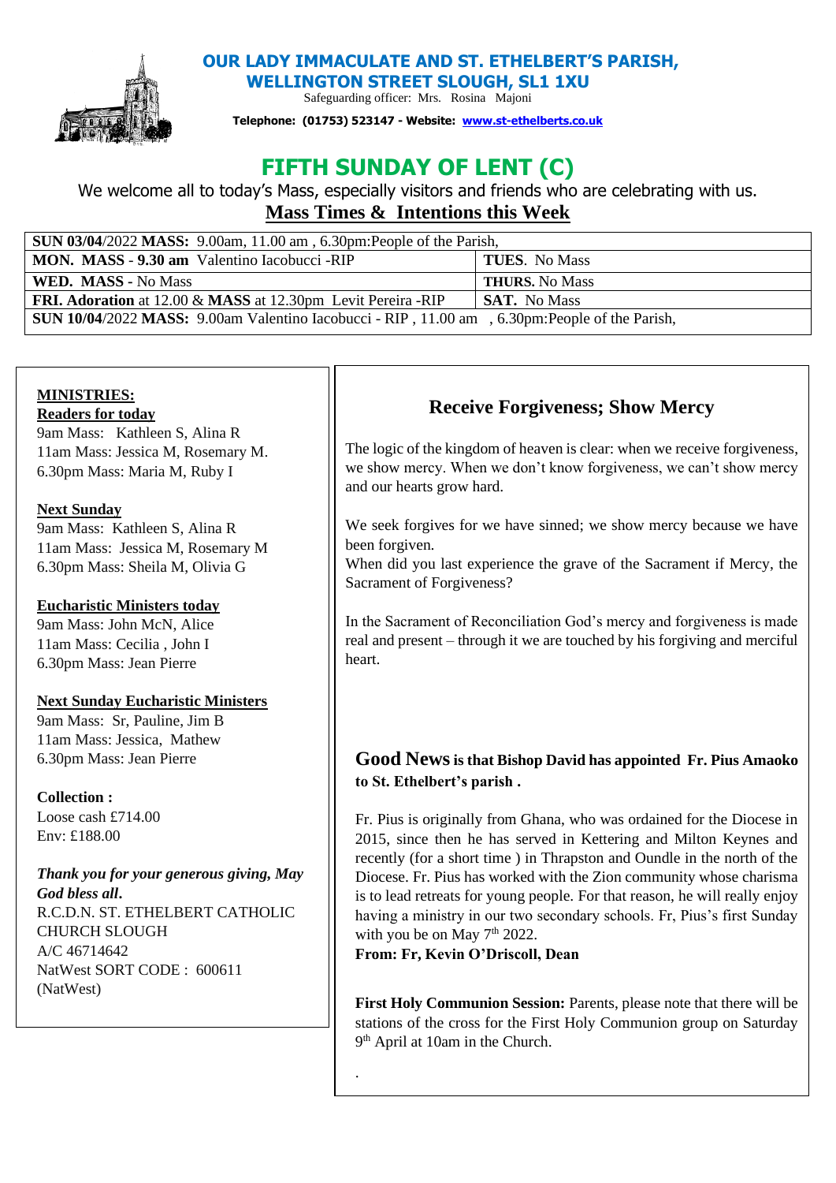# OUR LADY IMMACULATE AND ST. ETHELBERT'S PARISH, WELLINGTON STREET SLOUGH, SL1 1XU

Safeguarding officer: Mrs. Rosina Majoni

**Telephone: (01753) 523147 - Website: www.st-ethelberts.co.uk**

# FIFTH SUNDAY OF LENT (C)

We welcome all to today's Mass, especially visitors and friends who are celebrating with us.

## Mass Times & Intentions this Week

| | |
|---|---|
| **SUN 03/04**/2022 **MASS:** 9.00am, 11.00 am , 6.30pm:People of the Parish, | |
| **MON. MASS - 9.30 am** Valentino Iacobucci -RIP | **TUES**. No Mass |
| **WED. MASS** - No Mass | **THURS.** No Mass |
| **FRI. Adoration** at 12.00 & **MASS** at 12.30pm Levit Pereira -RIP | **SAT.** No Mass |
| **SUN 10/04**/2022 **MASS:** 9.00am Valentino Iacobucci - RIP , 11.00 am , 6.30pm:People of the Parish, | |

**MINISTRIES:**

**Readers for today**
9am Mass: Kathleen S, Alina R
11am Mass: Jessica M, Rosemary M.
6.30pm Mass: Maria M, Ruby I

**Next Sunday**
9am Mass: Kathleen S, Alina R
11am Mass: Jessica M, Rosemary M
6.30pm Mass: Sheila M, Olivia G

**Eucharistic Ministers today**
9am Mass: John McN, Alice
11am Mass: Cecilia , John I
6.30pm Mass: Jean Pierre

**Next Sunday Eucharistic Ministers**
9am Mass: Sr, Pauline, Jim B
11am Mass: Jessica, Mathew
6.30pm Mass: Jean Pierre

**Collection :**
Loose cash £714.00
Env: £188.00

***Thank you for your generous giving, May God bless all.***
R.C.D.N. ST. ETHELBERT CATHOLIC CHURCH SLOUGH
A/C 46714642
NatWest SORT CODE : 600611 (NatWest)

## Receive Forgiveness; Show Mercy

The logic of the kingdom of heaven is clear: when we receive forgiveness, we show mercy. When we don't know forgiveness, we can't show mercy and our hearts grow hard.

We seek forgives for we have sinned; we show mercy because we have been forgiven.
When did you last experience the grave of the Sacrament if Mercy, the Sacrament of Forgiveness?

In the Sacrament of Reconciliation God's mercy and forgiveness is made real and present – through it we are touched by his forgiving and merciful heart.

**Good News is that Bishop David has appointed Fr. Pius Amaoko to St. Ethelbert's parish .**

Fr. Pius is originally from Ghana, who was ordained for the Diocese in 2015, since then he has served in Kettering and Milton Keynes and recently (for a short time ) in Thrapston and Oundle in the north of the Diocese. Fr. Pius has worked with the Zion community whose charisma is to lead retreats for young people. For that reason, he will really enjoy having a ministry in our two secondary schools. Fr, Pius's first Sunday with you be on May 7th 2022.
**From: Fr, Kevin O'Driscoll, Dean**

**First Holy Communion Session:** Parents, please note that there will be stations of the cross for the First Holy Communion group on Saturday 9th April at 10am in the Church.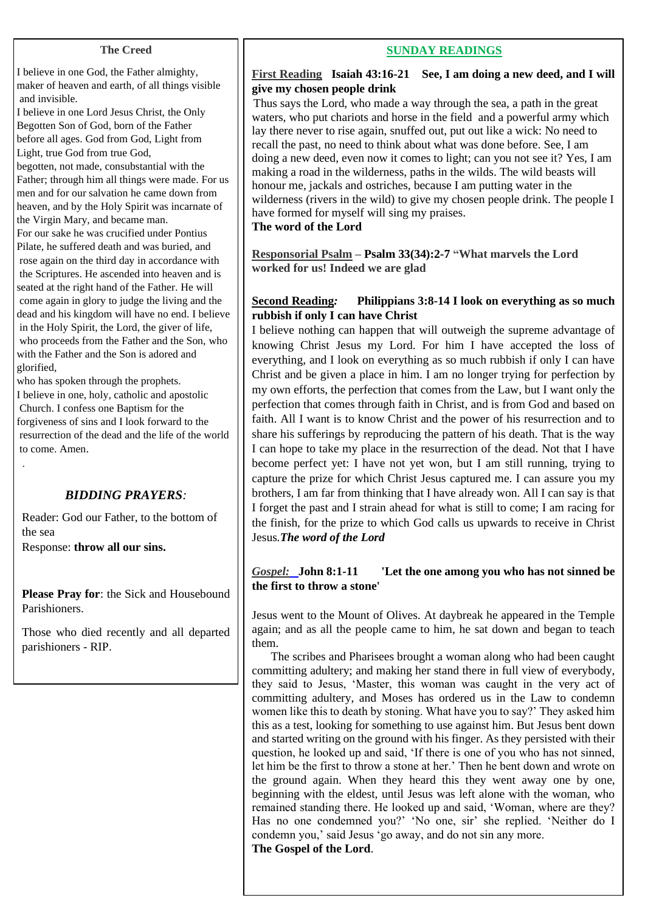### The Creed

I believe in one God, the Father almighty, maker of heaven and earth, of all things visible and invisible.
I believe in one Lord Jesus Christ, the Only Begotten Son of God, born of the Father before all ages. God from God, Light from Light, true God from true God, begotten, not made, consubstantial with the Father; through him all things were made. For us men and for our salvation he came down from heaven, and by the Holy Spirit was incarnate of the Virgin Mary, and became man.
For our sake he was crucified under Pontius Pilate, he suffered death and was buried, and rose again on the third day in accordance with the Scriptures. He ascended into heaven and is seated at the right hand of the Father. He will come again in glory to judge the living and the dead and his kingdom will have no end. I believe in the Holy Spirit, the Lord, the giver of life, who proceeds from the Father and the Son, who with the Father and the Son is adored and glorified,
who has spoken through the prophets.
I believe in one, holy, catholic and apostolic Church. I confess one Baptism for the forgiveness of sins and I look forward to the resurrection of the dead and the life of the world to come. Amen.

.

### *BIDDING PRAYERS:*

Reader: God our Father, to the bottom of the sea
Response: **throw all our sins.**

**Please Pray for**: the Sick and Housebound Parishioners.

Those who died recently and all departed parishioners - RIP.

## SUNDAY READINGS

**First Reading Isaiah 43:16-21 See, I am doing a new deed, and I will give my chosen people drink**

Thus says the Lord, who made a way through the sea, a path in the great waters, who put chariots and horse in the field and a powerful army which lay there never to rise again, snuffed out, put out like a wick: No need to recall the past, no need to think about what was done before. See, I am doing a new deed, even now it comes to light; can you not see it? Yes, I am making a road in the wilderness, paths in the wilds. The wild beasts will honour me, jackals and ostriches, because I am putting water in the wilderness (rivers in the wild) to give my chosen people drink. The people I have formed for myself will sing my praises.
**The word of the Lord**

**Responsorial Psalm – Psalm 33(34):2-7 "What marvels the Lord worked for us! Indeed we are glad**

**Second Reading*:* Philippians 3:8-14 I look on everything as so much rubbish if only I can have Christ**

I believe nothing can happen that will outweigh the supreme advantage of knowing Christ Jesus my Lord. For him I have accepted the loss of everything, and I look on everything as so much rubbish if only I can have Christ and be given a place in him. I am no longer trying for perfection by my own efforts, the perfection that comes from the Law, but I want only the perfection that comes through faith in Christ, and is from God and based on faith. All I want is to know Christ and the power of his resurrection and to share his sufferings by reproducing the pattern of his death. That is the way I can hope to take my place in the resurrection of the dead. Not that I have become perfect yet: I have not yet won, but I am still running, trying to capture the prize for which Christ Jesus captured me. I can assure you my brothers, I am far from thinking that I have already won. All I can say is that I forget the past and I strain ahead for what is still to come; I am racing for the finish, for the prize to which God calls us upwards to receive in Christ Jesus.***The word of the Lord***

***Gospel:*** **John 8:1-11 'Let the one among you who has not sinned be the first to throw a stone'**

Jesus went to the Mount of Olives. At daybreak he appeared in the Temple again; and as all the people came to him, he sat down and began to teach them.

The scribes and Pharisees brought a woman along who had been caught committing adultery; and making her stand there in full view of everybody, they said to Jesus, 'Master, this woman was caught in the very act of committing adultery, and Moses has ordered us in the Law to condemn women like this to death by stoning. What have you to say?' They asked him this as a test, looking for something to use against him. But Jesus bent down and started writing on the ground with his finger. As they persisted with their question, he looked up and said, 'If there is one of you who has not sinned, let him be the first to throw a stone at her.' Then he bent down and wrote on the ground again. When they heard this they went away one by one, beginning with the eldest, until Jesus was left alone with the woman, who remained standing there. He looked up and said, 'Woman, where are they? Has no one condemned you?' 'No one, sir' she replied. 'Neither do I condemn you,' said Jesus 'go away, and do not sin any more.
**The Gospel of the Lord**.